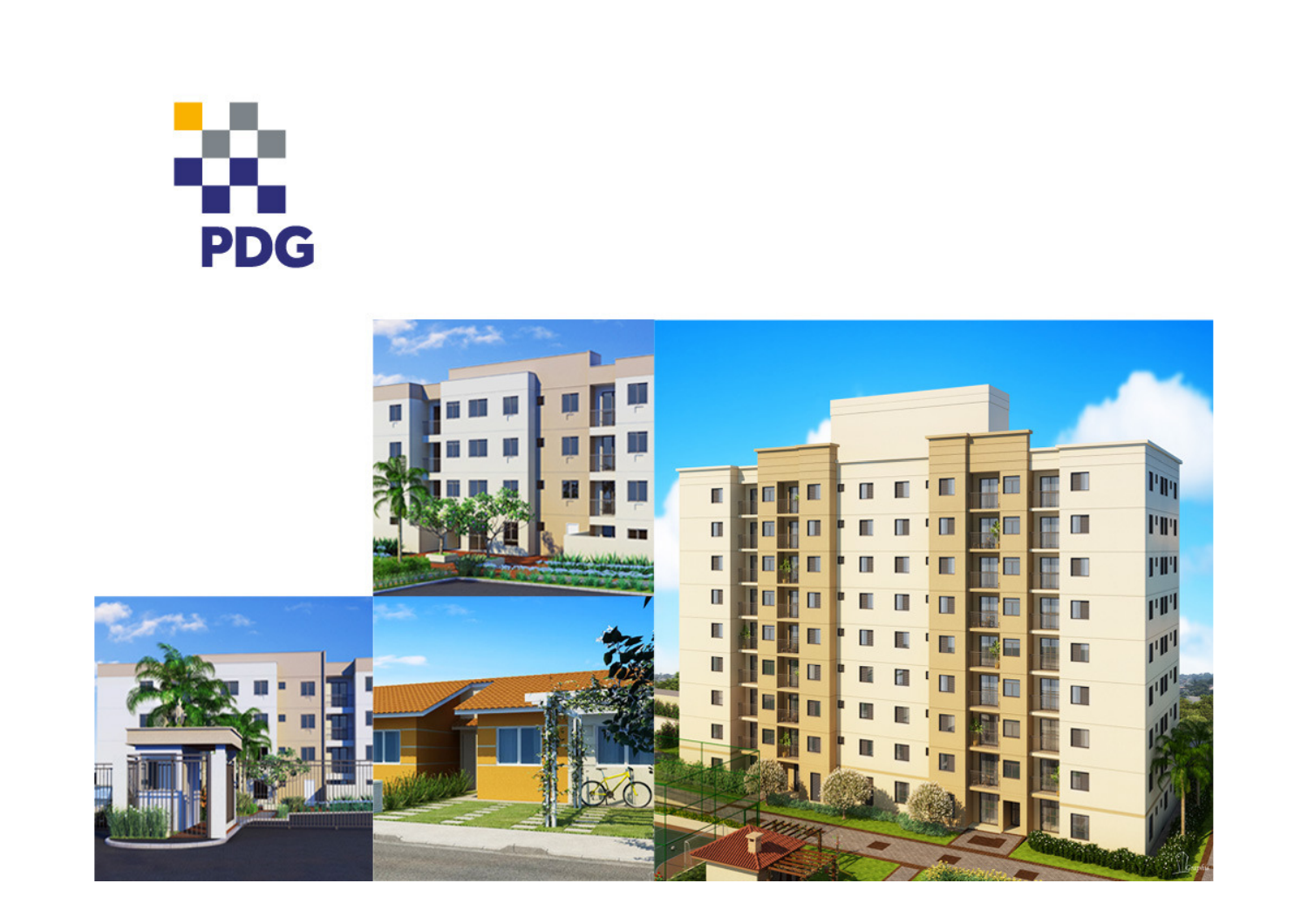PDG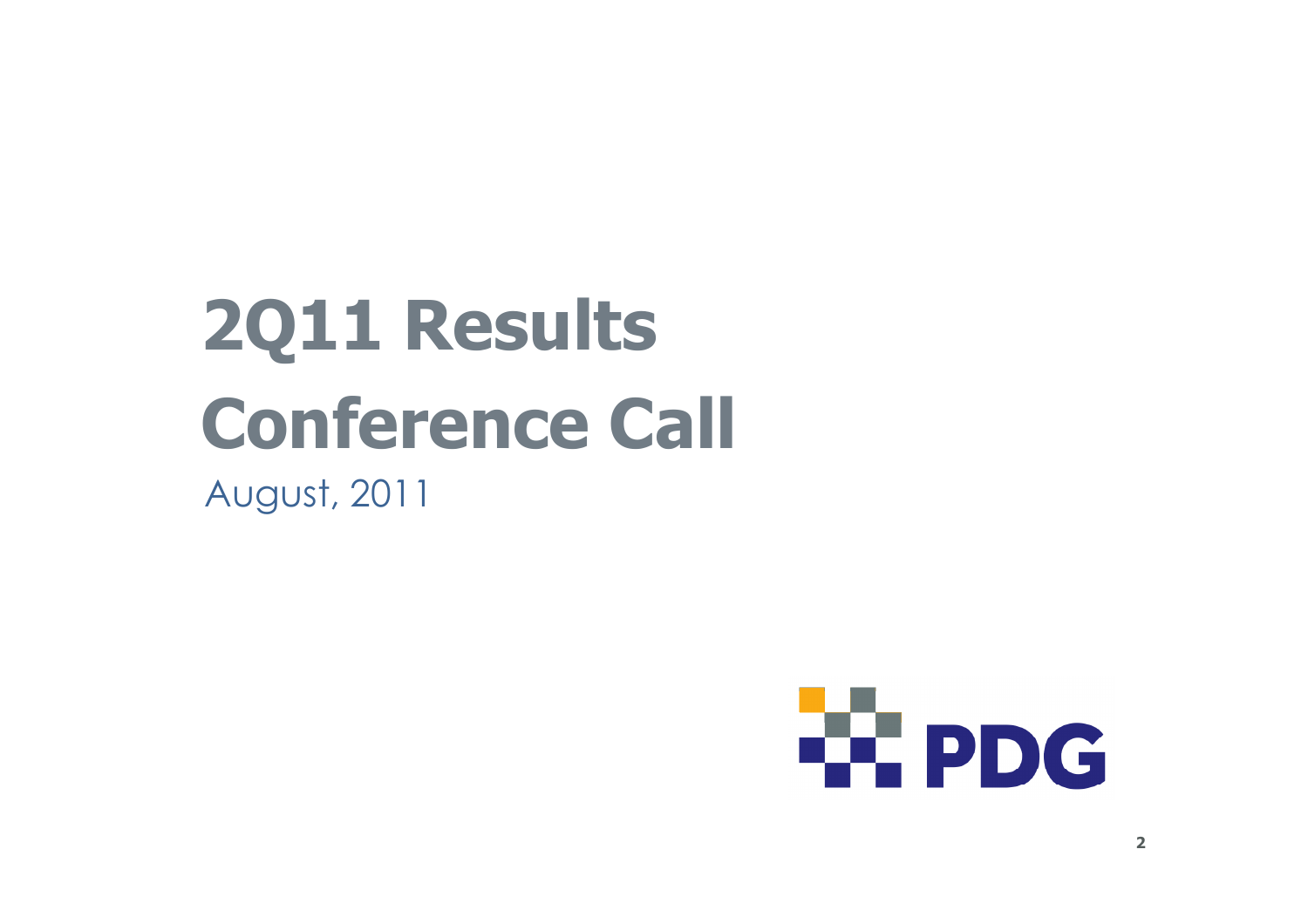# 2Q11 Results Conference Call

August, 2011

PDG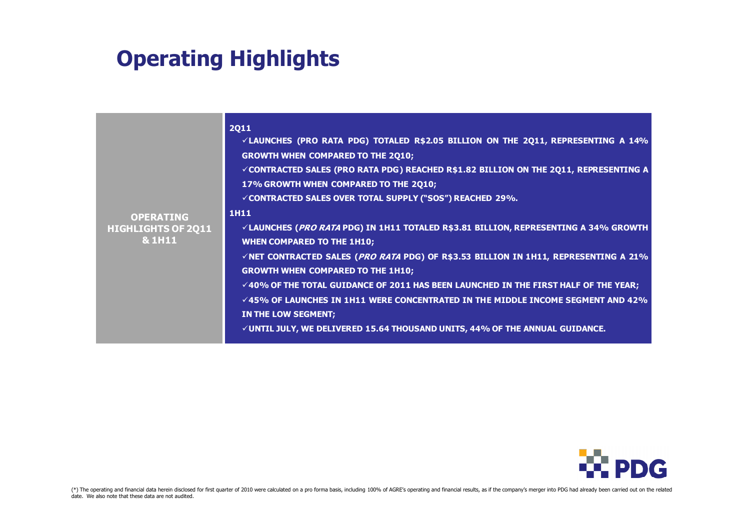# Operating Highlights

**OPERATING HIGHLIGHTS OF 2Q11 & 1H11**

**2Q11**

- ✓**LAUNCHES (PRO RATA PDG) TOTALED R$2.05 BILLION ON THE 2Q11, REPRESENTING A 14% GROWTH WHEN COMPARED TO THE 2Q10;**
- ✓**CONTRACTED SALES (PRO RATA PDG) REACHED R$1.82 BILLION ON THE 2Q11, REPRESENTING A 17% GROWTH WHEN COMPARED TO THE 2Q10;**
- ✓**CONTRACTED SALES OVER TOTAL SUPPLY ("SOS") REACHED 29%.**

**1H11**

- ✓**LAUNCHES (*PRO RATA* PDG) IN 1H11 TOTALED R$3.81 BILLION, REPRESENTING A 34% GROWTH WHEN COMPARED TO THE 1H10;**
- ✓**NET CONTRACTED SALES (*PRO RATA* PDG) OF R$3.53 BILLION IN 1H11, REPRESENTING A 21% GROWTH WHEN COMPARED TO THE 1H10;**
- ✓**40% OF THE TOTAL GUIDANCE OF 2011 HAS BEEN LAUNCHED IN THE FIRST HALF OF THE YEAR;**
- ✓**45% OF LAUNCHES IN 1H11 WERE CONCENTRATED IN THE MIDDLE INCOME SEGMENT AND 42% IN THE LOW SEGMENT;**
- ✓**UNTIL JULY, WE DELIVERED 15.64 THOUSAND UNITS, 44% OF THE ANNUAL GUIDANCE.**

PDG

(*) The operating and financial data herein disclosed for first quarter of 2010 were calculated on a pro forma basis, including 100% of AGRE's operating and financial results, as if the company's merger into PDG had already been carried out on the related date. We also note that these data are not audited.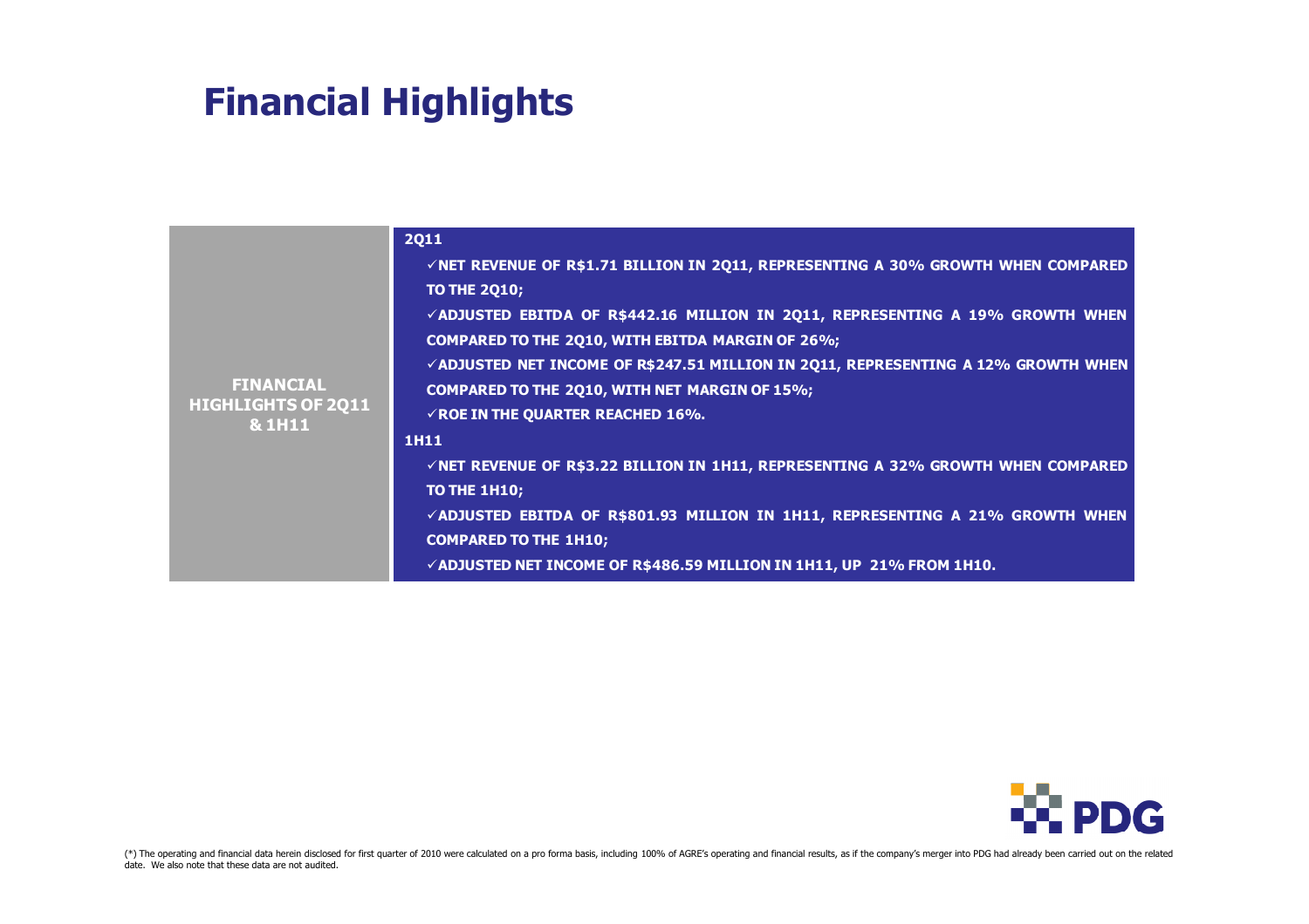# Financial Highlights

**FINANCIAL HIGHLIGHTS OF 2Q11 & 1H11**

**2Q11**

- ✓**NET REVENUE OF R$1.71 BILLION IN 2Q11, REPRESENTING A 30% GROWTH WHEN COMPARED TO THE 2Q10;**
- ✓**ADJUSTED EBITDA OF R$442.16 MILLION IN 2Q11, REPRESENTING A 19% GROWTH WHEN COMPARED TO THE 2Q10, WITH EBITDA MARGIN OF 26%;**
- ✓**ADJUSTED NET INCOME OF R$247.51 MILLION IN 2Q11, REPRESENTING A 12% GROWTH WHEN COMPARED TO THE 2Q10, WITH NET MARGIN OF 15%;**
- ✓**ROE IN THE QUARTER REACHED 16%.**

**1H11**

- ✓**NET REVENUE OF R$3.22 BILLION IN 1H11, REPRESENTING A 32% GROWTH WHEN COMPARED TO THE 1H10;**
- ✓**ADJUSTED EBITDA OF R$801.93 MILLION IN 1H11, REPRESENTING A 21% GROWTH WHEN COMPARED TO THE 1H10;**
- ✓**ADJUSTED NET INCOME OF R$486.59 MILLION IN 1H11, UP 21% FROM 1H10.**

PDG

(*) The operating and financial data herein disclosed for first quarter of 2010 were calculated on a pro forma basis, including 100% of AGRE's operating and financial results, as if the company's merger into PDG had already been carried out on the related date. We also note that these data are not audited.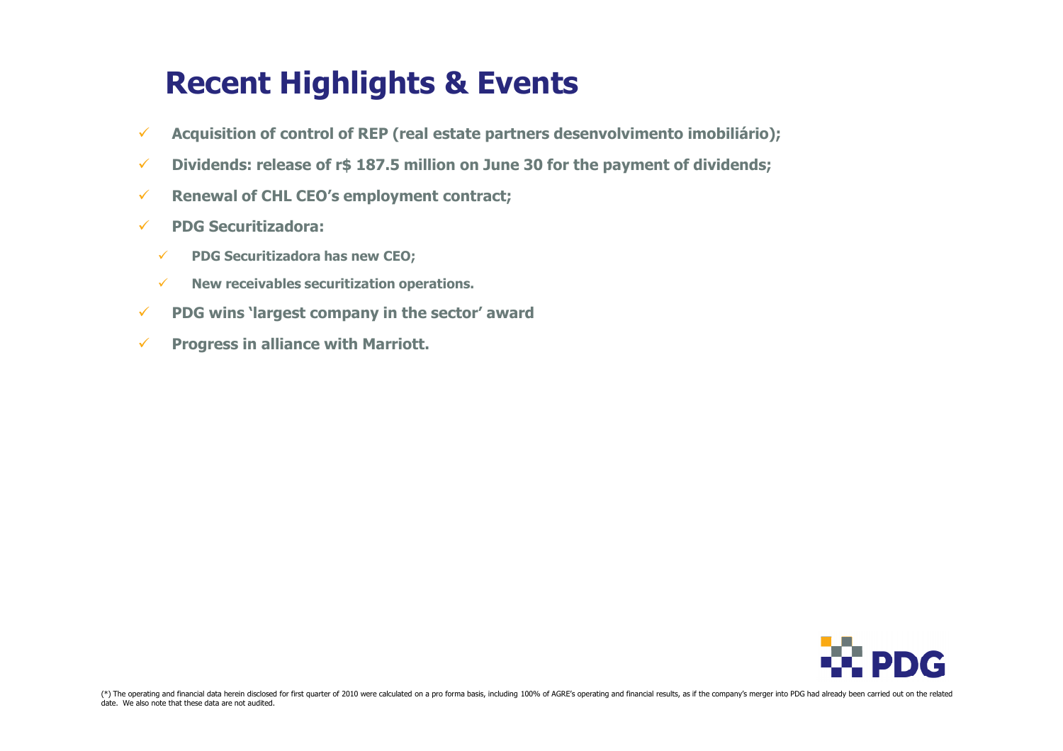# Recent Highlights & Events

- ✓ **Acquisition of control of REP (real estate partners desenvolvimento imobiliário);**
- ✓ **Dividends: release of r$ 187.5 million on June 30 for the payment of dividends;**
- ✓ **Renewal of CHL CEO's employment contract;**
- ✓ **PDG Securitizadora:**
  - ✓ **PDG Securitizadora has new CEO;**
  - ✓ **New receivables securitization operations.**
- ✓ **PDG wins 'largest company in the sector' award**
- ✓ **Progress in alliance with Marriott.**

(*) The operating and financial data herein disclosed for first quarter of 2010 were calculated on a pro forma basis, including 100% of AGRE's operating and financial results, as if the company's merger into PDG had already been carried out on the related date. We also note that these data are not audited.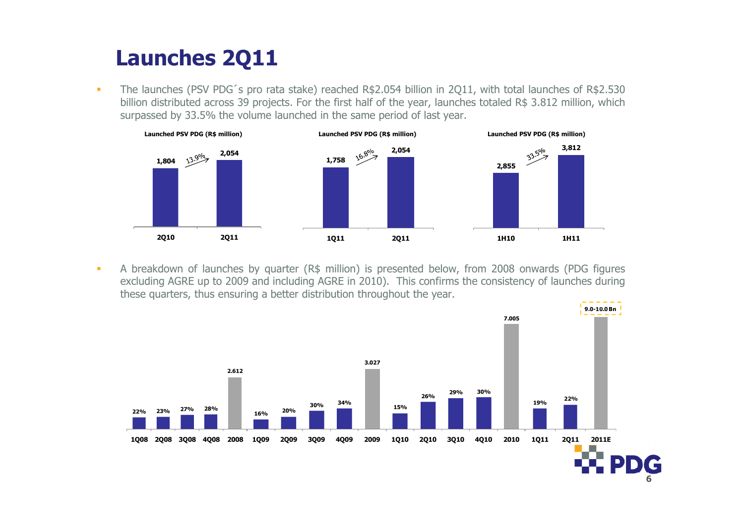# Launches 2Q11

- The launches (PSV PDG´s pro rata stake) reached R$2.054 billion in 2Q11, with total launches of R$2.530 billion distributed across 39 projects. For the first half of the year, launches totaled R$ 3.812 million, which surpassed by 33.5% the volume launched in the same period of last year.

**Launched PSV PDG (R$ million)**

| Period | Value |
|---|---|
| 2Q10 | 1,804 |
| 2Q11 | 2,054 |

Growth: 13.9%

**Launched PSV PDG (R$ million)**

| Period | Value |
|---|---|
| 1Q11 | 1,758 |
| 2Q11 | 2,054 |

Growth: 16.8%

**Launched PSV PDG (R$ million)**

| Period | Value |
|---|---|
| 1H10 | 2,855 |
| 1H11 | 3,812 |

Growth: 33.5%

- A breakdown of launches by quarter (R$ million) is presented below, from 2008 onwards (PDG figures excluding AGRE up to 2009 and including AGRE in 2010). This confirms the consistency of launches during these quarters, thus ensuring a better distribution throughout the year.

| Period | Value |
|---|---|
| 1Q08 | 22% |
| 2Q08 | 23% |
| 3Q08 | 27% |
| 4Q08 | 28% |
| 2008 | 2.612 |
| 1Q09 | 16% |
| 2Q09 | 20% |
| 3Q09 | 30% |
| 4Q09 | 34% |
| 2009 | 3.027 |
| 1Q10 | 15% |
| 2Q10 | 26% |
| 3Q10 | 29% |
| 4Q10 | 30% |
| 2010 | 7.005 |
| 1Q11 | 19% |
| 2Q11 | 22% |
| 2011E | 9.0-10.0 Bn |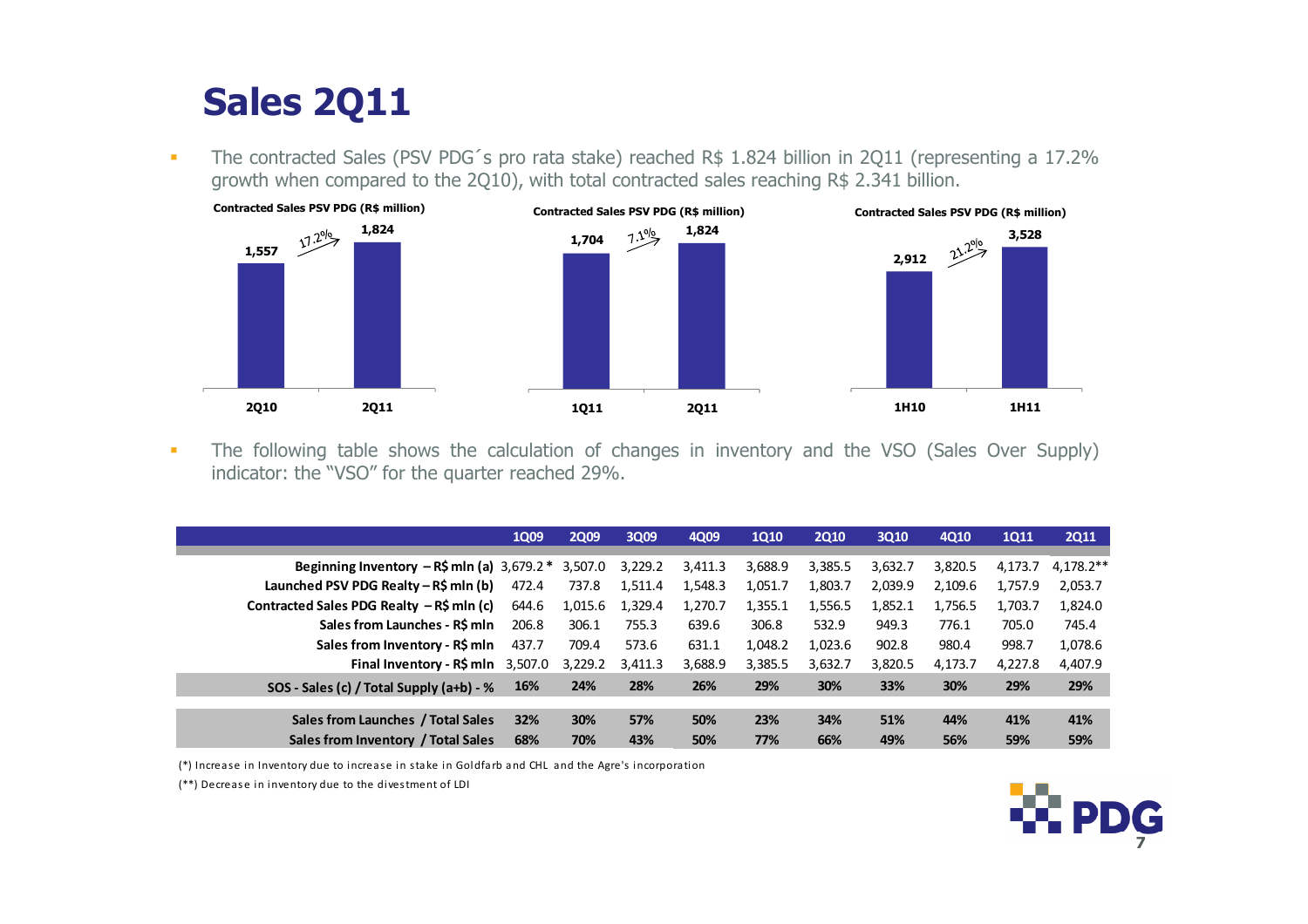# Sales 2Q11

- The contracted Sales (PSV PDG´s pro rata stake) reached R$ 1.824 billion in 2Q11 (representing a 17.2% growth when compared to the 2Q10), with total contracted sales reaching R$ 2.341 billion.

**Contracted Sales PSV PDG (R$ million)**

| 2Q10 | 2Q11 |
|---|---|
| 1,557 | 1,824 |

Growth: 17.2%

**Contracted Sales PSV PDG (R$ million)**

| 1Q11 | 2Q11 |
|---|---|
| 1,704 | 1,824 |

Growth: 7.1%

**Contracted Sales PSV PDG (R$ million)**

| 1H10 | 1H11 |
|---|---|
| 2,912 | 3,528 |

Growth: 21.2%

- The following table shows the calculation of changes in inventory and the VSO (Sales Over Supply) indicator: the "VSO" for the quarter reached 29%.

| | 1Q09 | 2Q09 | 3Q09 | 4Q09 | 1Q10 | 2Q10 | 3Q10 | 4Q10 | 1Q11 | 2Q11 |
|---|---|---|---|---|---|---|---|---|---|---|
| Beginning Inventory – R$ mln (a) | 3,679.2 * | 3,507.0 | 3,229.2 | 3,411.3 | 3,688.9 | 3,385.5 | 3,632.7 | 3,820.5 | 4,173.7 | 4,178.2** |
| Launched PSV PDG Realty – R$ mln (b) | 472.4 | 737.8 | 1,511.4 | 1,548.3 | 1,051.7 | 1,803.7 | 2,039.9 | 2,109.6 | 1,757.9 | 2,053.7 |
| Contracted Sales PDG Realty – R$ mln (c) | 644.6 | 1,015.6 | 1,329.4 | 1,270.7 | 1,355.1 | 1,556.5 | 1,852.1 | 1,756.5 | 1,703.7 | 1,824.0 |
| Sales from Launches - R$ mln | 206.8 | 306.1 | 755.3 | 639.6 | 306.8 | 532.9 | 949.3 | 776.1 | 705.0 | 745.4 |
| Sales from Inventory - R$ mln | 437.7 | 709.4 | 573.6 | 631.1 | 1,048.2 | 1,023.6 | 902.8 | 980.4 | 998.7 | 1,078.6 |
| Final Inventory - R$ mln | 3,507.0 | 3,229.2 | 3,411.3 | 3,688.9 | 3,385.5 | 3,632.7 | 3,820.5 | 4,173.7 | 4,227.8 | 4,407.9 |
| **SOS - Sales (c) / Total Supply (a+b) - %** | **16%** | **24%** | **28%** | **26%** | **29%** | **30%** | **33%** | **30%** | **29%** | **29%** |
| **Sales from Launches / Total Sales** | **32%** | **30%** | **57%** | **50%** | **23%** | **34%** | **51%** | **44%** | **41%** | **41%** |
| **Sales from Inventory / Total Sales** | **68%** | **70%** | **43%** | **50%** | **77%** | **66%** | **49%** | **56%** | **59%** | **59%** |

(*) Increase in Inventory due to increase in stake in Goldfarb and CHL and the Agre's incorporation

(**) Decrease in inventory due to the divestment of LDI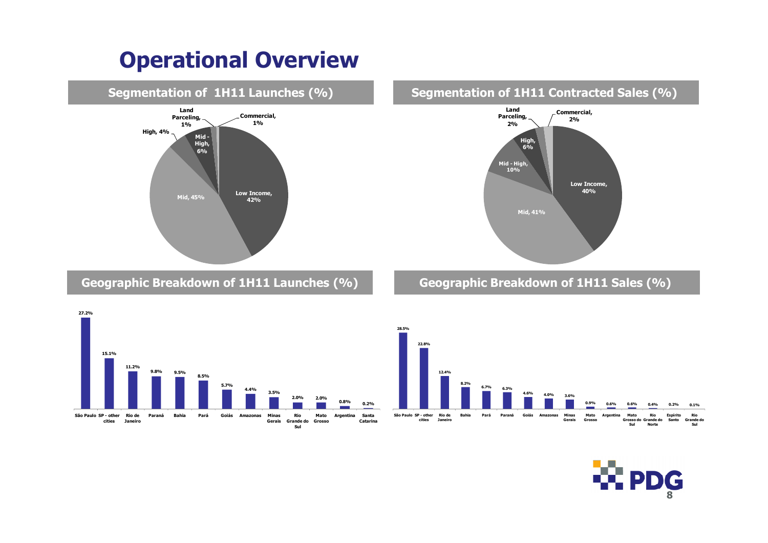# Operational Overview

## Segmentation of 1H11 Launches (%)

| Segment | % |
| --- | --- |
| Low Income | 42% |
| Mid | 45% |
| High | 4% |
| Mid - High | 6% |
| Land Parceling | 1% |
| Commercial | 1% |

## Segmentation of 1H11 Contracted Sales (%)

| Segment | % |
| --- | --- |
| Low Income | 40% |
| Mid | 41% |
| Mid - High | 10% |
| High | 6% |
| Land Parceling | 2% |
| Commercial | 2% |

## Geographic Breakdown of 1H11 Launches (%)

| Region | % |
| --- | --- |
| São Paulo | 27.2% |
| SP - other cities | 15.1% |
| Rio de Janeiro | 11.2% |
| Paraná | 9.8% |
| Bahia | 9.5% |
| Pará | 8.5% |
| Goiás | 5.7% |
| Amazonas | 4.4% |
| Minas Gerais | 3.5% |
| Rio Grande do Sul | 2.0% |
| Mato Grosso | 2.0% |
| Argentina | 0.8% |
| Santa Catarina | 0.2% |

## Geographic Breakdown of 1H11 Sales (%)

| Region | % |
| --- | --- |
| São Paulo | 28.5% |
| SP - other cities | 22.8% |
| Rio de Janeiro | 12.4% |
| Bahia | 8.2% |
| Pará | 6.7% |
| Paraná | 6.3% |
| Goiás | 4.6% |
| Amazonas | 4.0% |
| Minas Gerais | 3.6% |
| Mato Grosso | 0.9% |
| Argentina | 0.6% |
| Mato Grosso do Sul | 0.6% |
| Rio Grande do Norte | 0.4% |
| Espírito Santo | 0.2% |
| Rio Grande do Sul | 0.1% |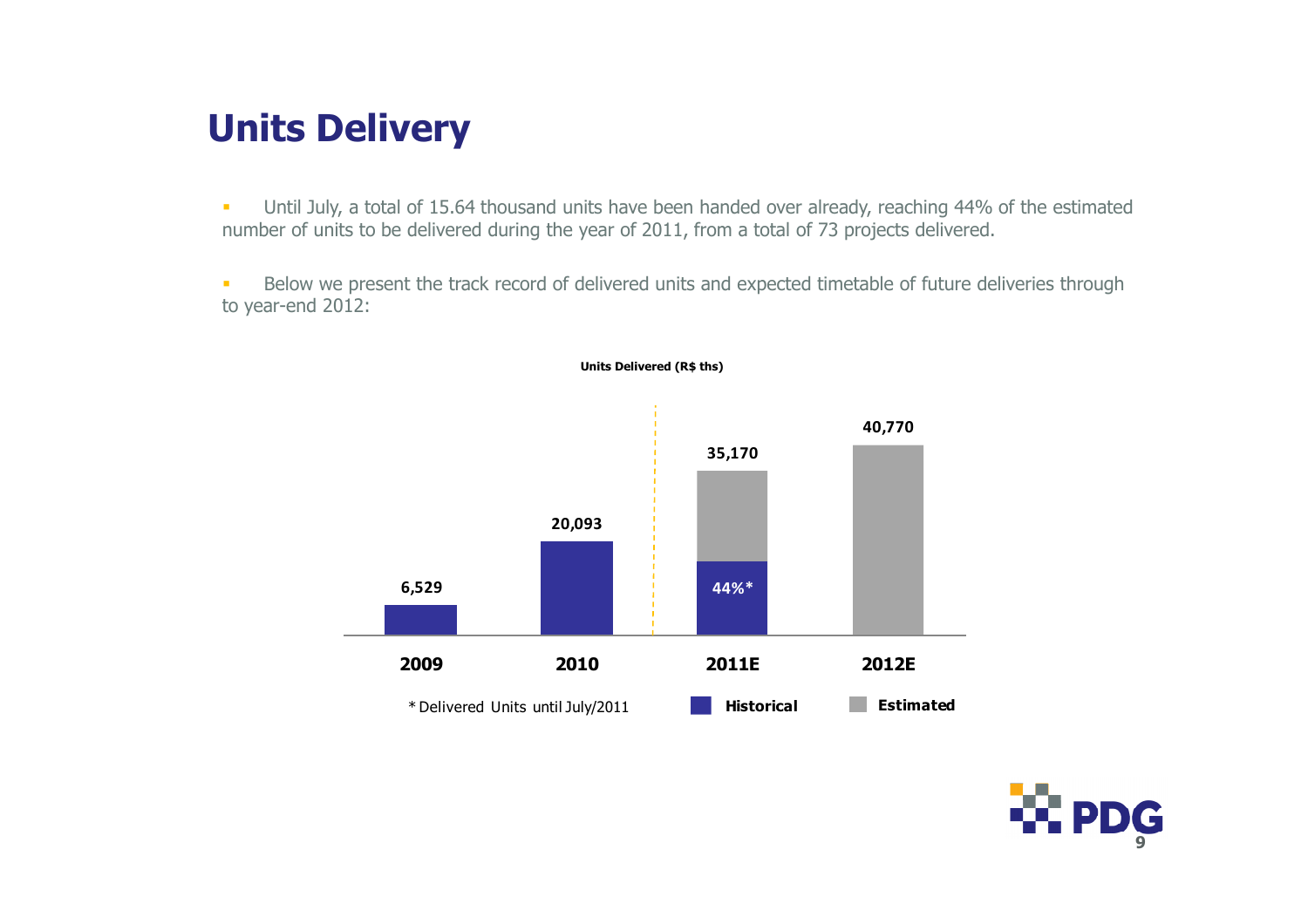# Units Delivery

- Until July, a total of 15.64 thousand units have been handed over already, reaching 44% of the estimated number of units to be delivered during the year of 2011, from a total of 73 projects delivered.

- Below we present the track record of delivered units and expected timetable of future deliveries through to year-end 2012:

**Units Delivered (R$ ths)**

| Year | Units Delivered | Type |
|---|---|---|
| 2009 | 6,529 | Historical |
| 2010 | 20,093 | Historical |
| 2011E | 35,170 | Historical (44%*) / Estimated |
| 2012E | 40,770 | Estimated |

* Delivered Units until July/2011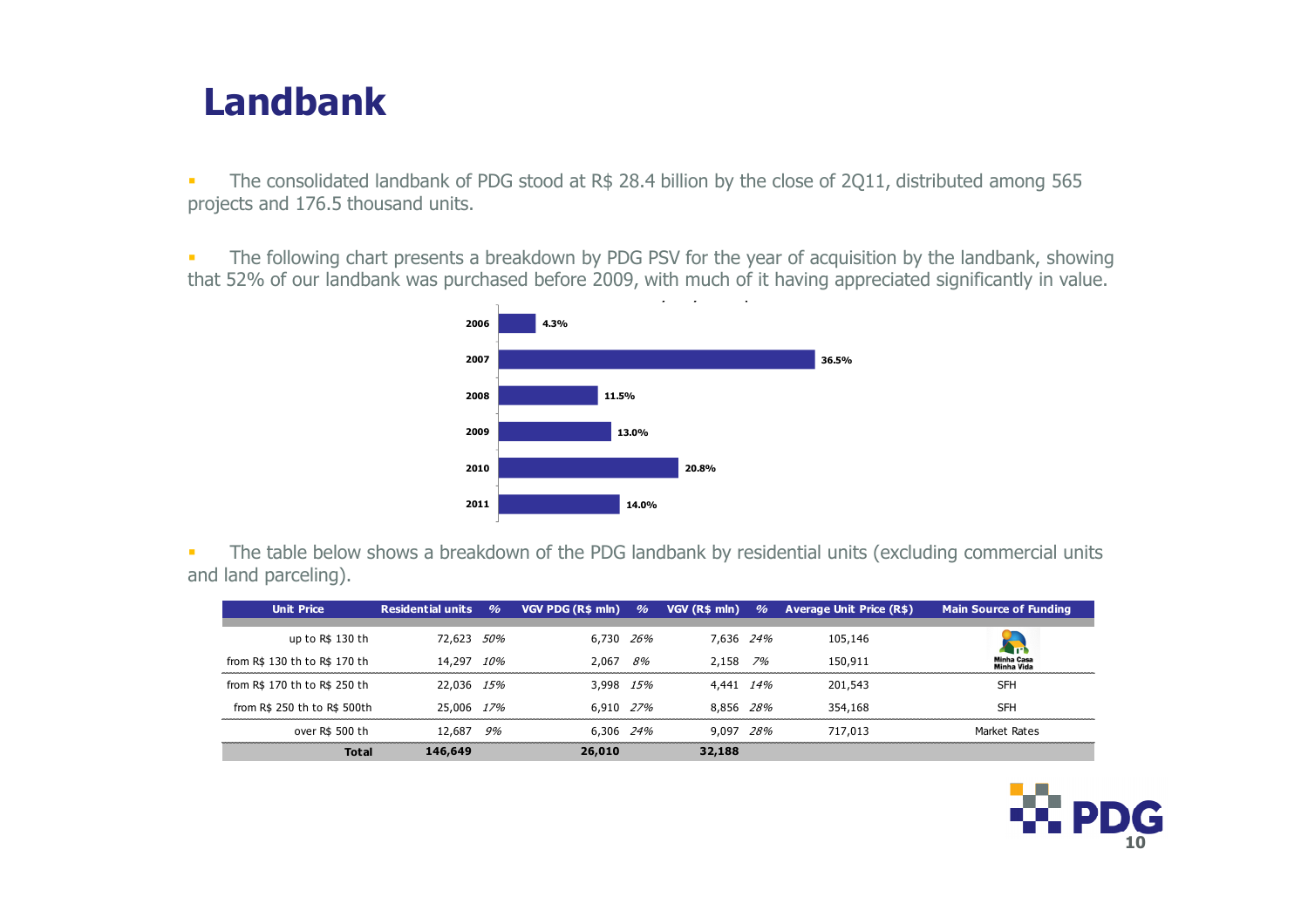# Landbank

- The consolidated landbank of PDG stood at R$ 28.4 billion by the close of 2Q11, distributed among 565 projects and 176.5 thousand units.

- The following chart presents a breakdown by PDG PSV for the year of acquisition by the landbank, showing that 52% of our landbank was purchased before 2009, with much of it having appreciated significantly in value.

| Year | % |
|---|---|
| 2006 | 4.3% |
| 2007 | 36.5% |
| 2008 | 11.5% |
| 2009 | 13.0% |
| 2010 | 20.8% |
| 2011 | 14.0% |

- The table below shows a breakdown of the PDG landbank by residential units (excluding commercial units and land parceling).

| Unit Price | Residential units | % | VGV PDG (R$ mln) | % | VGV (R$ mln) | % | Average Unit Price (R$) | Main Source of Funding |
|---|---|---|---|---|---|---|---|---|
| up to R$ 130 th | 72,623 | 50% | 6,730 | 26% | 7,636 | 24% | 105,146 | Minha Casa Minha Vida |
| from R$ 130 th to R$ 170 th | 14,297 | 10% | 2,067 | 8% | 2,158 | 7% | 150,911 | |
| from R$ 170 th to R$ 250 th | 22,036 | 15% | 3,998 | 15% | 4,441 | 14% | 201,543 | SFH |
| from R$ 250 th to R$ 500th | 25,006 | 17% | 6,910 | 27% | 8,856 | 28% | 354,168 | SFH |
| over R$ 500 th | 12,687 | 9% | 6,306 | 24% | 9,097 | 28% | 717,013 | Market Rates |
| **Total** | **146,649** | | **26,010** | | **32,188** | | | |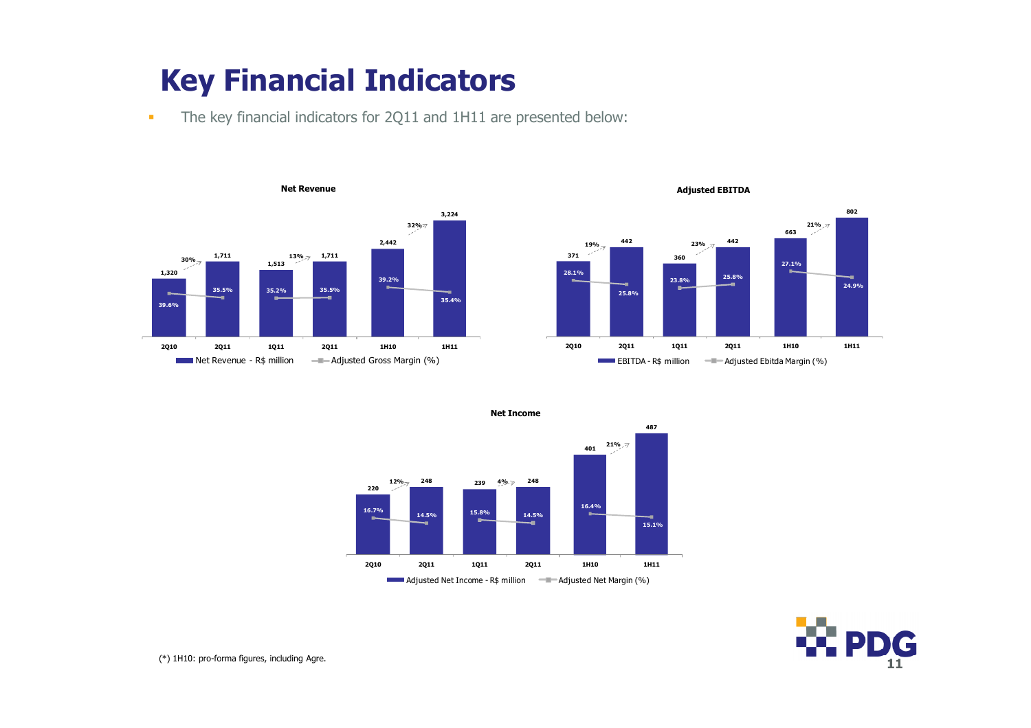# Key Financial Indicators

- The key financial indicators for 2Q11 and 1H11 are presented below:

**Net Revenue**

| | 2Q10 | 2Q11 | 1Q11 | 2Q11 | 1H10 | 1H11 |
|---|---|---|---|---|---|---|
| Net Revenue - R$ million | 1,320 | 1,711 | 1,513 | 1,711 | 2,442 | 3,224 |
| Adjusted Gross Margin (%) | 39.6% | 35.5% | 35.2% | 35.5% | 39.2% | 35.4% |

Growth: 2Q10 → 2Q11: 30%; 1Q11 → 2Q11: 13%; 1H10 → 1H11: 32%

**Adjusted EBITDA**

| | 2Q10 | 2Q11 | 1Q11 | 2Q11 | 1H10 | 1H11 |
|---|---|---|---|---|---|---|
| EBITDA - R$ million | 371 | 442 | 360 | 442 | 663 | 802 |
| Adjusted Ebitda Margin (%) | 28.1% | 25.8% | 23.8% | 25.8% | 27.1% | 24.9% |

Growth: 2Q10 → 2Q11: 19%; 1Q11 → 2Q11: 23%; 1H10 → 1H11: 21%

**Net Income**

| | 2Q10 | 2Q11 | 1Q11 | 2Q11 | 1H10 | 1H11 |
|---|---|---|---|---|---|---|
| Adjusted Net Income - R$ million | 220 | 248 | 239 | 248 | 401 | 487 |
| Adjusted Net Margin (%) | 16.7% | 14.5% | 15.8% | 14.5% | 16.4% | 15.1% |

Growth: 2Q10 → 2Q11: 12%; 1Q11 → 2Q11: 4%; 1H10 → 1H11: 21%

(*) 1H10: pro-forma figures, including Agre.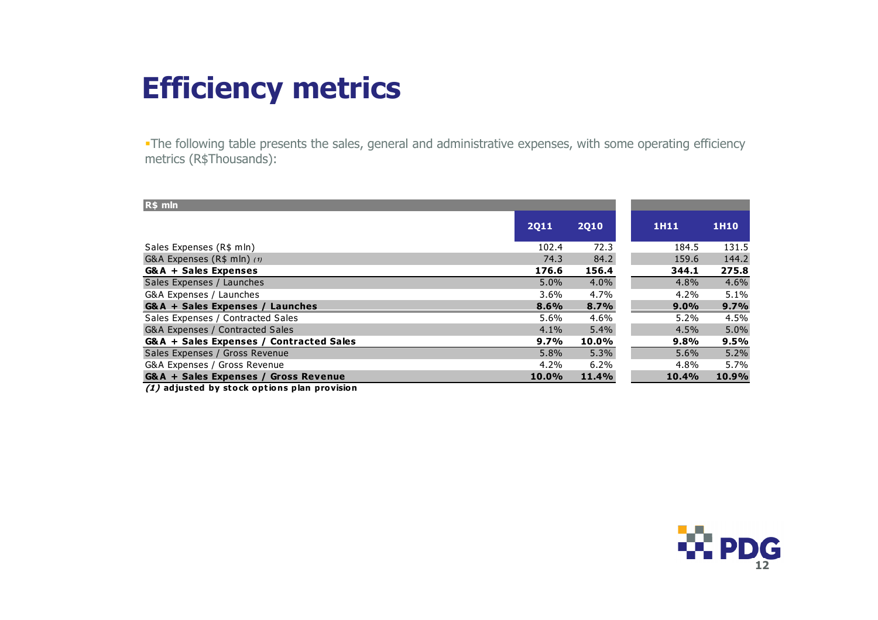# Efficiency metrics

- The following table presents the sales, general and administrative expenses, with some operating efficiency metrics (R$Thousands):

| R$ mln | 2Q11 | 2Q10 | 1H11 | 1H10 |
|---|---|---|---|---|
| Sales Expenses (R$ mln) | 102.4 | 72.3 | 184.5 | 131.5 |
| G&A Expenses (R$ mln) *(1)* | 74.3 | 84.2 | 159.6 | 144.2 |
| **G&A + Sales Expenses** | **176.6** | **156.4** | **344.1** | **275.8** |
| Sales Expenses / Launches | 5.0% | 4.0% | 4.8% | 4.6% |
| G&A Expenses / Launches | 3.6% | 4.7% | 4.2% | 5.1% |
| **G&A + Sales Expenses / Launches** | **8.6%** | **8.7%** | **9.0%** | **9.7%** |
| Sales Expenses / Contracted Sales | 5.6% | 4.6% | 5.2% | 4.5% |
| G&A Expenses / Contracted Sales | 4.1% | 5.4% | 4.5% | 5.0% |
| **G&A + Sales Expenses / Contracted Sales** | **9.7%** | **10.0%** | **9.8%** | **9.5%** |
| Sales Expenses / Gross Revenue | 5.8% | 5.3% | 5.6% | 5.2% |
| G&A Expenses / Gross Revenue | 4.2% | 6.2% | 4.8% | 5.7% |
| **G&A + Sales Expenses / Gross Revenue** | **10.0%** | **11.4%** | **10.4%** | **10.9%** |

***(1)* adjusted by stock options plan provision**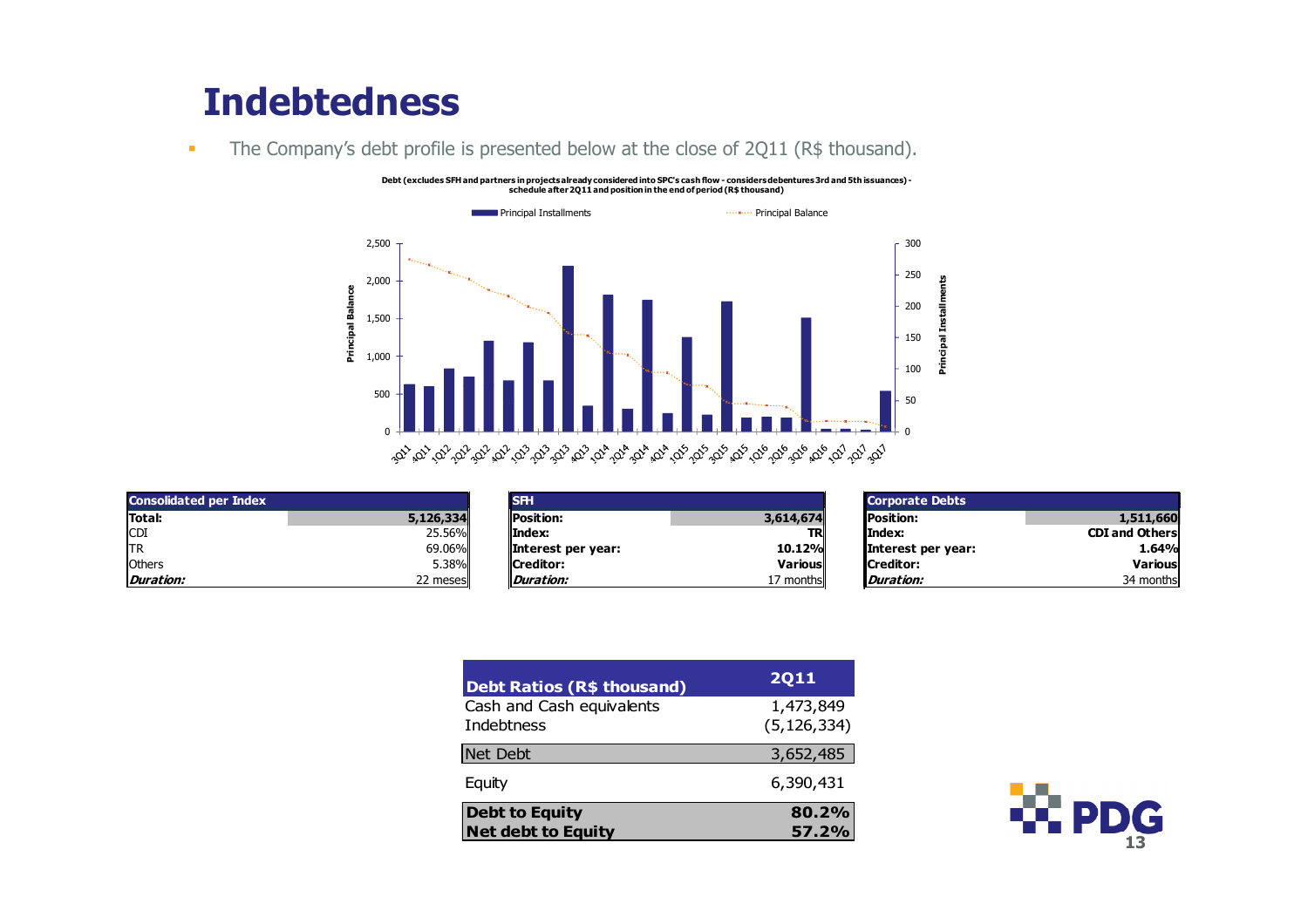# Indebtedness

- The Company's debt profile is presented below at the close of 2Q11 (R$ thousand).

**Debt (excludes SFH and partners in projects already considered into SPC's cash flow - considers debentures 3rd and 5th issuances) - schedule after 2Q11 and position in the end of period (R$ thousand)**

| Consolidated per Index | |
|---|---|
| **Total:** | **5,126,334** |
| CDI | 25.56% |
| TR | 69.06% |
| Others | 5.38% |
| ***Duration:*** | 22 meses |

| SFH | |
|---|---|
| **Position:** | **3,614,674** |
| **Index:** | **TR** |
| **Interest per year:** | **10.12%** |
| **Creditor:** | **Various** |
| ***Duration:*** | 17 months |

| Corporate Debts | |
|---|---|
| **Position:** | **1,511,660** |
| **Index:** | **CDI and Others** |
| **Interest per year:** | **1.64%** |
| **Creditor:** | **Various** |
| ***Duration:*** | 34 months |

| Debt Ratios (R$ thousand) | 2Q11 |
|---|---|
| Cash and Cash equivalents | 1,473,849 |
| Indebtness | (5,126,334) |
| Net Debt | 3,652,485 |
| Equity | 6,390,431 |
| **Debt to Equity** | **80.2%** |
| **Net debt to Equity** | **57.2%** |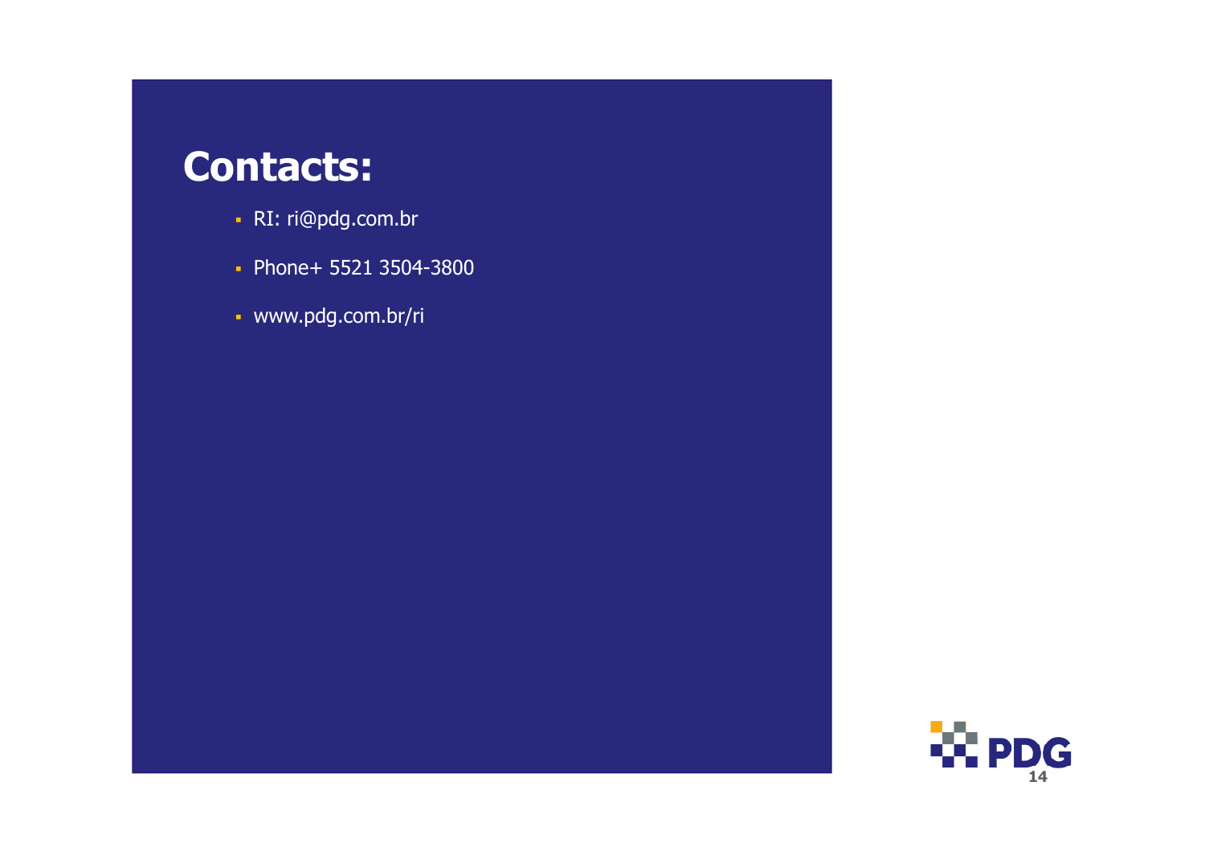# Contacts:

- RI: ri@pdg.com.br
- Phone+ 5521 3504-3800
- www.pdg.com.br/ri